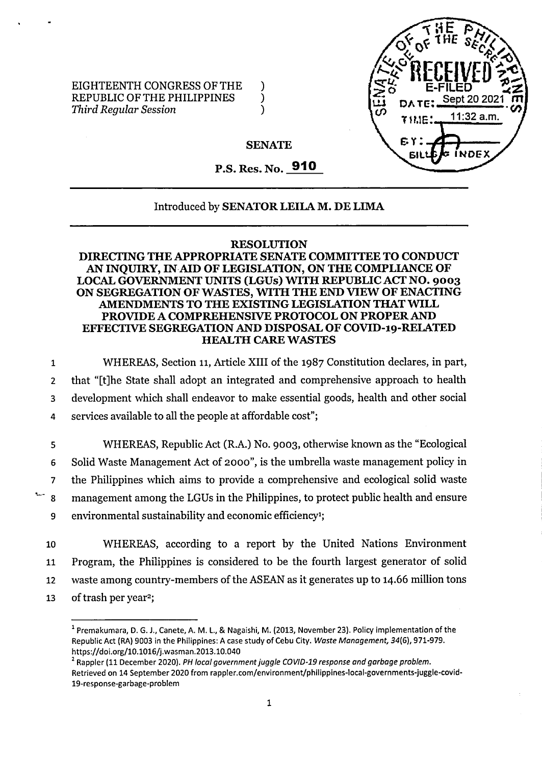EIGHTEENTH CONGRESS OF THE REPUBLIC OF THE PHILIPPINES
*Third Regular Session*

SENATE OF THE PHILIPPINES
OFFICE OF THE SECRETARY
RECEIVED
E-FILED
DATE: Sept 20 2021
TIME: 11:32 a.m.
BY:
BILLS & INDEX

**SENATE**

**P.S. Res. No. 910**

Introduced by **SENATOR LEILA M. DE LIMA**

**RESOLUTION**

**DIRECTING THE APPROPRIATE SENATE COMMITTEE TO CONDUCT AN INQUIRY, IN AID OF LEGISLATION, ON THE COMPLIANCE OF LOCAL GOVERNMENT UNITS (LGUs) WITH REPUBLIC ACT NO. 9003 ON SEGREGATION OF WASTES, WITH THE END VIEW OF ENACTING AMENDMENTS TO THE EXISTING LEGISLATION THAT WILL PROVIDE A COMPREHENSIVE PROTOCOL ON PROPER AND EFFECTIVE SEGREGATION AND DISPOSAL OF COVID-19-RELATED HEALTH CARE WASTES**

1 WHEREAS, Section 11, Article XIII of the 1987 Constitution declares, in part,
2 that "[t]he State shall adopt an integrated and comprehensive approach to health
3 development which shall endeavor to make essential goods, health and other social
4 services available to all the people at affordable cost";

5 WHEREAS, Republic Act (R.A.) No. 9003, otherwise known as the "Ecological
6 Solid Waste Management Act of 2000", is the umbrella waste management policy in
7 the Philippines which aims to provide a comprehensive and ecological solid waste
8 management among the LGUs in the Philippines, to protect public health and ensure
9 environmental sustainability and economic efficiency[1];

10 WHEREAS, according to a report by the United Nations Environment
11 Program, the Philippines is considered to be the fourth largest generator of solid
12 waste among country-members of the ASEAN as it generates up to 14.66 million tons
13 of trash per year[2];

---

[1] Premakumara, D. G. J., Canete, A. M. L., & Nagaishi, M. (2013, November 23). Policy implementation of the Republic Act (RA) 9003 in the Philippines: A case study of Cebu City. *Waste Management, 34*(6), 971-979. https://doi.org/10.1016/j.wasman.2013.10.040

[2] Rappler (11 December 2020). *PH local government juggle COVID-19 response and garbage problem.* Retrieved on 14 September 2020 from rappler.com/environment/philippines-local-governments-juggle-covid-19-response-garbage-problem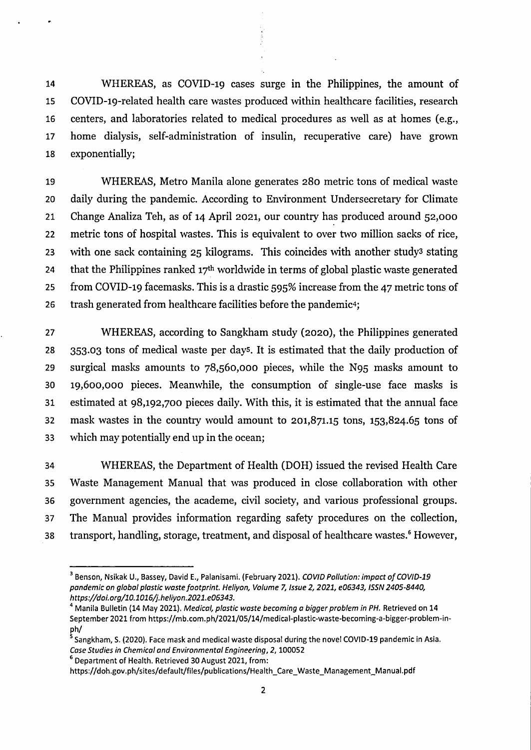WHEREAS, as COVID-19 cases surge in the Philippines, the amount of COVID-19-related health care wastes produced within healthcare facilities, research centers, and laboratories related to medical procedures as well as at homes (e.g., home dialysis, self-administration of insulin, recuperative care) have grown exponentially;

WHEREAS, Metro Manila alone generates 280 metric tons of medical waste daily during the pandemic. According to Environment Undersecretary for Climate Change Analiza Teh, as of 14 April 2021, our country has produced around 52,000 metric tons of hospital wastes. This is equivalent to over two million sacks of rice, with one sack containing 25 kilograms. This coincides with another study[3] stating that the Philippines ranked 17th worldwide in terms of global plastic waste generated from COVID-19 facemasks. This is a drastic 595% increase from the 47 metric tons of trash generated from healthcare facilities before the pandemic[4];

WHEREAS, according to Sangkham study (2020), the Philippines generated 353.03 tons of medical waste per day[5]. It is estimated that the daily production of surgical masks amounts to 78,560,000 pieces, while the N95 masks amount to 19,600,000 pieces. Meanwhile, the consumption of single-use face masks is estimated at 98,192,700 pieces daily. With this, it is estimated that the annual face mask wastes in the country would amount to 201,871.15 tons, 153,824.65 tons of which may potentially end up in the ocean;

WHEREAS, the Department of Health (DOH) issued the revised Health Care Waste Management Manual that was produced in close collaboration with other government agencies, the academe, civil society, and various professional groups. The Manual provides information regarding safety procedures on the collection, transport, handling, storage, treatment, and disposal of healthcare wastes.[6] However,

---

[3] Benson, Nsikak U., Bassey, David E., Palanisami. (February 2021). *COVID Pollution: impact of COVID-19 pandemic on global plastic waste footprint. Heliyon, Volume 7, Issue 2, 2021, e06343, ISSN 2405-8440, https://doi.org/10.1016/j.heliyon.2021.e06343.*

[4] Manila Bulletin (14 May 2021). *Medical, plastic waste becoming a bigger problem in PH.* Retrieved on 14 September 2021 from https://mb.com.ph/2021/05/14/medical-plastic-waste-becoming-a-bigger-problem-in-ph/

[5] Sangkham, S. (2020). Face mask and medical waste disposal during the novel COVID-19 pandemic in Asia. *Case Studies in Chemical and Environmental Engineering, 2,* 100052

[6] Department of Health. Retrieved 30 August 2021, from: https://doh.gov.ph/sites/default/files/publications/Health_Care_Waste_Management_Manual.pdf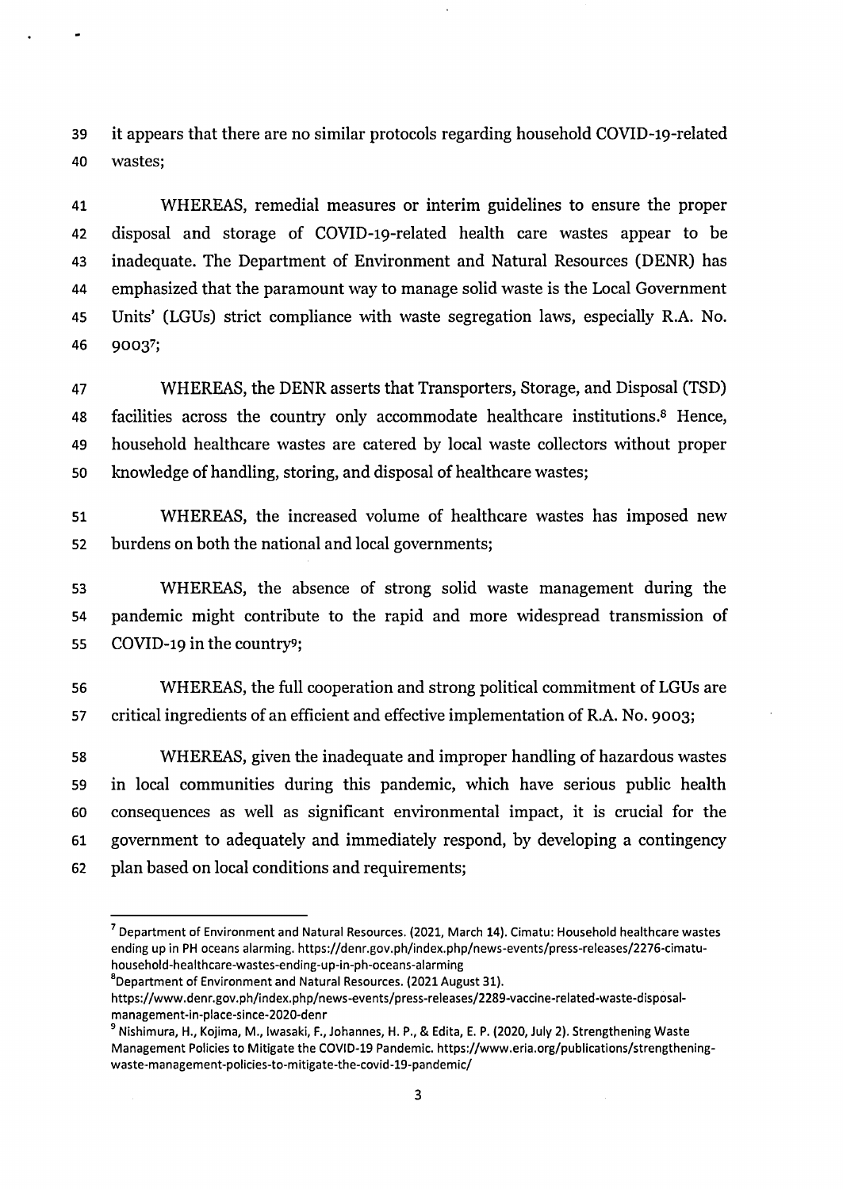it appears that there are no similar protocols regarding household COVID-19-related wastes;

WHEREAS, remedial measures or interim guidelines to ensure the proper disposal and storage of COVID-19-related health care wastes appear to be inadequate. The Department of Environment and Natural Resources (DENR) has emphasized that the paramount way to manage solid waste is the Local Government Units' (LGUs) strict compliance with waste segregation laws, especially R.A. No. 9003[7];

WHEREAS, the DENR asserts that Transporters, Storage, and Disposal (TSD) facilities across the country only accommodate healthcare institutions.[8] Hence, household healthcare wastes are catered by local waste collectors without proper knowledge of handling, storing, and disposal of healthcare wastes;

WHEREAS, the increased volume of healthcare wastes has imposed new burdens on both the national and local governments;

WHEREAS, the absence of strong solid waste management during the pandemic might contribute to the rapid and more widespread transmission of COVID-19 in the country[9];

WHEREAS, the full cooperation and strong political commitment of LGUs are critical ingredients of an efficient and effective implementation of R.A. No. 9003;

WHEREAS, given the inadequate and improper handling of hazardous wastes in local communities during this pandemic, which have serious public health consequences as well as significant environmental impact, it is crucial for the government to adequately and immediately respond, by developing a contingency plan based on local conditions and requirements;

---

[7] Department of Environment and Natural Resources. (2021, March 14). Cimatu: Household healthcare wastes ending up in PH oceans alarming. https://denr.gov.ph/index.php/news-events/press-releases/2276-cimatu-household-healthcare-wastes-ending-up-in-ph-oceans-alarming

[8] Department of Environment and Natural Resources. (2021 August 31). https://www.denr.gov.ph/index.php/news-events/press-releases/2289-vaccine-related-waste-disposal-management-in-place-since-2020-denr

[9] Nishimura, H., Kojima, M., Iwasaki, F., Johannes, H. P., & Edita, E. P. (2020, July 2). Strengthening Waste Management Policies to Mitigate the COVID-19 Pandemic. https://www.eria.org/publications/strengthening-waste-management-policies-to-mitigate-the-covid-19-pandemic/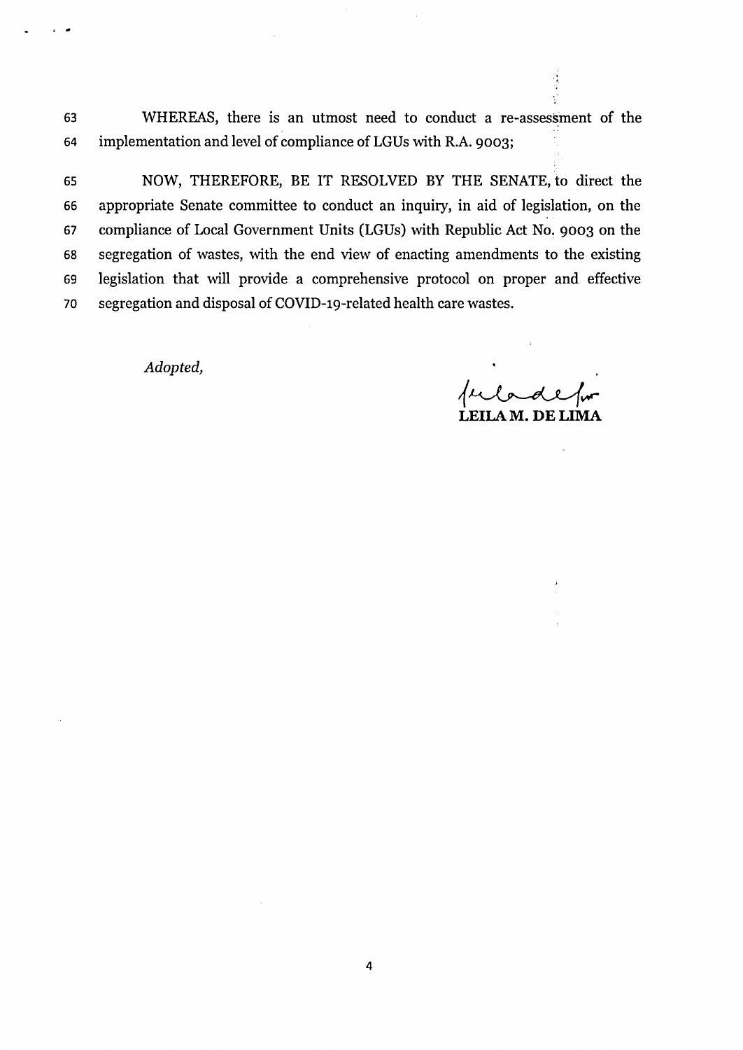WHEREAS, there is an utmost need to conduct a re-assessment of the implementation and level of compliance of LGUs with R.A. 9003;

NOW, THEREFORE, BE IT RESOLVED BY THE SENATE, to direct the appropriate Senate committee to conduct an inquiry, in aid of legislation, on the compliance of Local Government Units (LGUs) with Republic Act No. 9003 on the segregation of wastes, with the end view of enacting amendments to the existing legislation that will provide a comprehensive protocol on proper and effective segregation and disposal of COVID-19-related health care wastes.

*Adopted,*

**LEILA M. DE LIMA**